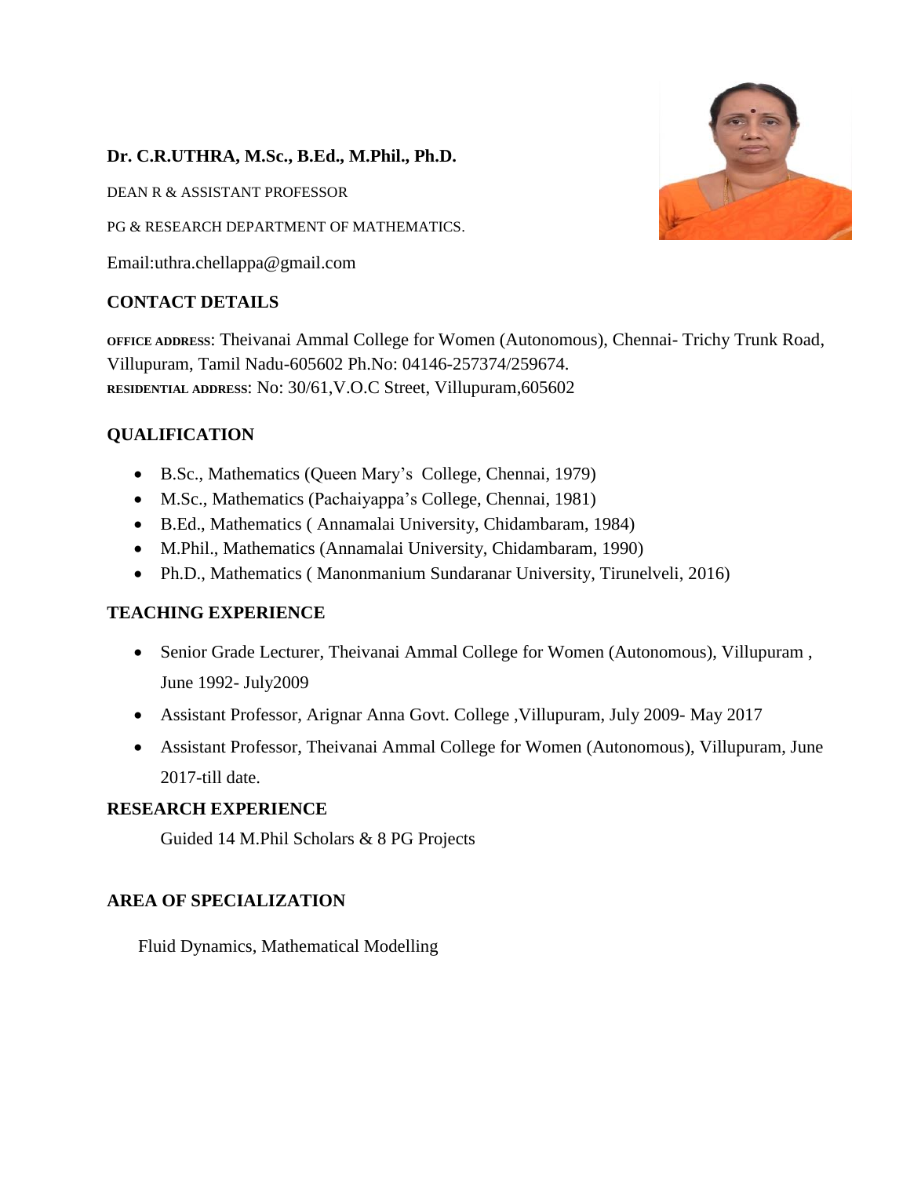**Dr. C.R.UTHRA, M.Sc., B.Ed., M.Phil., Ph.D.**

DEAN R & ASSISTANT PROFESSOR

PG & RESEARCH DEPARTMENT OF MATHEMATICS.

Email:uthra.chellappa@gmail.com

## CONTACT DETAILS

**OFFICE ADDRESS**: Theivanai Ammal College for Women (Autonomous), Chennai- Trichy Trunk Road, Villupuram, Tamil Nadu-605602 Ph.No: 04146-257374/259674.
**RESIDENTIAL ADDRESS**: No: 30/61,V.O.C Street, Villupuram,605602

## QUALIFICATION

- B.Sc., Mathematics (Queen Mary's College, Chennai, 1979)
- M.Sc., Mathematics (Pachaiyappa's College, Chennai, 1981)
- B.Ed., Mathematics ( Annamalai University, Chidambaram, 1984)
- M.Phil., Mathematics (Annamalai University, Chidambaram, 1990)
- Ph.D., Mathematics ( Manonmanium Sundaranar University, Tirunelveli, 2016)

## TEACHING EXPERIENCE

- Senior Grade Lecturer, Theivanai Ammal College for Women (Autonomous), Villupuram , June 1992- July2009
- Assistant Professor, Arignar Anna Govt. College ,Villupuram, July 2009- May 2017
- Assistant Professor, Theivanai Ammal College for Women (Autonomous), Villupuram, June 2017-till date.

## RESEARCH EXPERIENCE

Guided 14 M.Phil Scholars & 8 PG Projects

## AREA OF SPECIALIZATION

Fluid Dynamics, Mathematical Modelling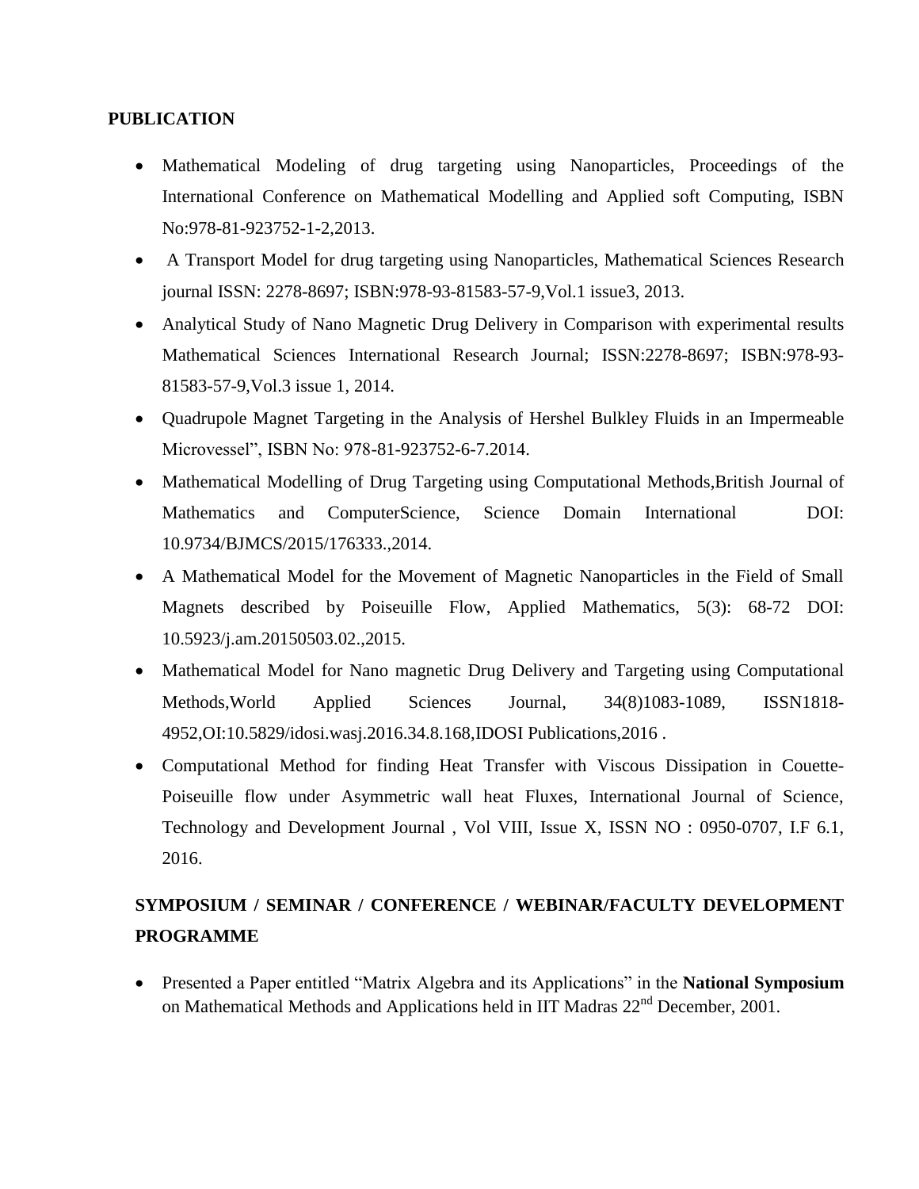**PUBLICATION**

- Mathematical Modeling of drug targeting using Nanoparticles, Proceedings of the International Conference on Mathematical Modelling and Applied soft Computing, ISBN No:978-81-923752-1-2,2013.
- A Transport Model for drug targeting using Nanoparticles, Mathematical Sciences Research journal ISSN: 2278-8697; ISBN:978-93-81583-57-9,Vol.1 issue3, 2013.
- Analytical Study of Nano Magnetic Drug Delivery in Comparison with experimental results Mathematical Sciences International Research Journal; ISSN:2278-8697; ISBN:978-93-81583-57-9,Vol.3 issue 1, 2014.
- Quadrupole Magnet Targeting in the Analysis of Hershel Bulkley Fluids in an Impermeable Microvessel", ISBN No: 978-81-923752-6-7.2014.
- Mathematical Modelling of Drug Targeting using Computational Methods,British Journal of Mathematics and ComputerScience, Science Domain International DOI: 10.9734/BJMCS/2015/176333.,2014.
- A Mathematical Model for the Movement of Magnetic Nanoparticles in the Field of Small Magnets described by Poiseuille Flow, Applied Mathematics, 5(3): 68-72 DOI: 10.5923/j.am.20150503.02.,2015.
- Mathematical Model for Nano magnetic Drug Delivery and Targeting using Computational Methods,World Applied Sciences Journal, 34(8)1083-1089, ISSN1818-4952,OI:10.5829/idosi.wasj.2016.34.8.168,IDOSI Publications,2016 .
- Computational Method for finding Heat Transfer with Viscous Dissipation in Couette-Poiseuille flow under Asymmetric wall heat Fluxes, International Journal of Science, Technology and Development Journal , Vol VIII, Issue X, ISSN NO : 0950-0707, I.F 6.1, 2016.

**SYMPOSIUM / SEMINAR / CONFERENCE / WEBINAR/FACULTY DEVELOPMENT PROGRAMME**

- Presented a Paper entitled "Matrix Algebra and its Applications" in the **National Symposium** on Mathematical Methods and Applications held in IIT Madras 22nd December, 2001.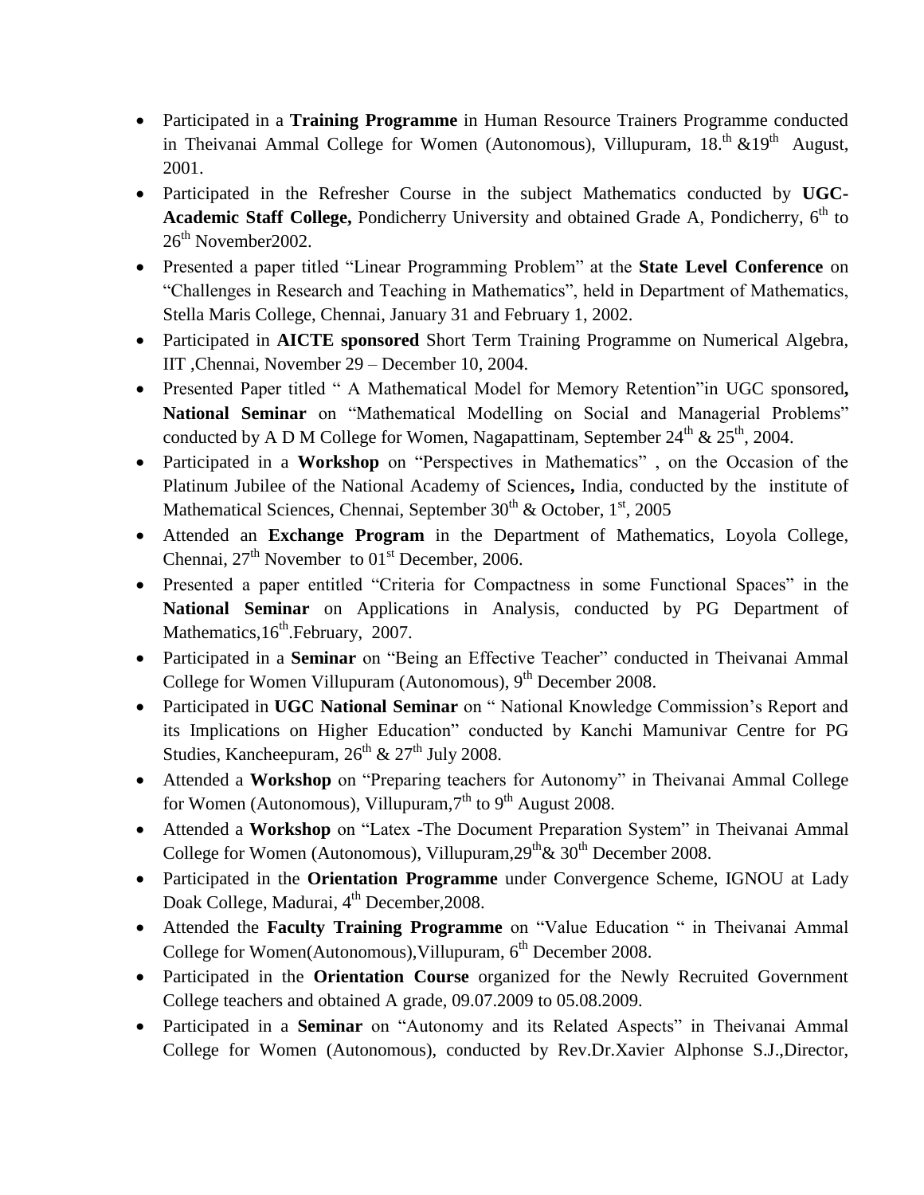- Participated in a **Training Programme** in Human Resource Trainers Programme conducted in Theivanai Ammal College for Women (Autonomous), Villupuram, 18.th &19th August, 2001.
- Participated in the Refresher Course in the subject Mathematics conducted by **UGC-Academic Staff College,** Pondicherry University and obtained Grade A, Pondicherry, 6th to 26th November2002.
- Presented a paper titled "Linear Programming Problem" at the **State Level Conference** on "Challenges in Research and Teaching in Mathematics", held in Department of Mathematics, Stella Maris College, Chennai, January 31 and February 1, 2002.
- Participated in **AICTE sponsored** Short Term Training Programme on Numerical Algebra, IIT ,Chennai, November 29 – December 10, 2004.
- Presented Paper titled " A Mathematical Model for Memory Retention"in UGC sponsored**, National Seminar** on "Mathematical Modelling on Social and Managerial Problems" conducted by A D M College for Women, Nagapattinam, September 24th & 25th, 2004.
- Participated in a **Workshop** on "Perspectives in Mathematics" , on the Occasion of the Platinum Jubilee of the National Academy of Sciences**,** India, conducted by the institute of Mathematical Sciences, Chennai, September 30th & October, 1st, 2005
- Attended an **Exchange Program** in the Department of Mathematics, Loyola College, Chennai, 27th November to 01st December, 2006.
- Presented a paper entitled "Criteria for Compactness in some Functional Spaces" in the **National Seminar** on Applications in Analysis, conducted by PG Department of Mathematics,16th.February, 2007.
- Participated in a **Seminar** on "Being an Effective Teacher" conducted in Theivanai Ammal College for Women Villupuram (Autonomous), 9th December 2008.
- Participated in **UGC National Seminar** on " National Knowledge Commission's Report and its Implications on Higher Education" conducted by Kanchi Mamunivar Centre for PG Studies, Kancheepuram, 26th & 27th July 2008.
- Attended a **Workshop** on "Preparing teachers for Autonomy" in Theivanai Ammal College for Women (Autonomous), Villupuram,7th to 9th August 2008.
- Attended a **Workshop** on "Latex -The Document Preparation System" in Theivanai Ammal College for Women (Autonomous), Villupuram,29th& 30th December 2008.
- Participated in the **Orientation Programme** under Convergence Scheme, IGNOU at Lady Doak College, Madurai, 4th December,2008.
- Attended the **Faculty Training Programme** on "Value Education " in Theivanai Ammal College for Women(Autonomous),Villupuram, 6th December 2008.
- Participated in the **Orientation Course** organized for the Newly Recruited Government College teachers and obtained A grade, 09.07.2009 to 05.08.2009.
- Participated in a **Seminar** on "Autonomy and its Related Aspects" in Theivanai Ammal College for Women (Autonomous), conducted by Rev.Dr.Xavier Alphonse S.J.,Director,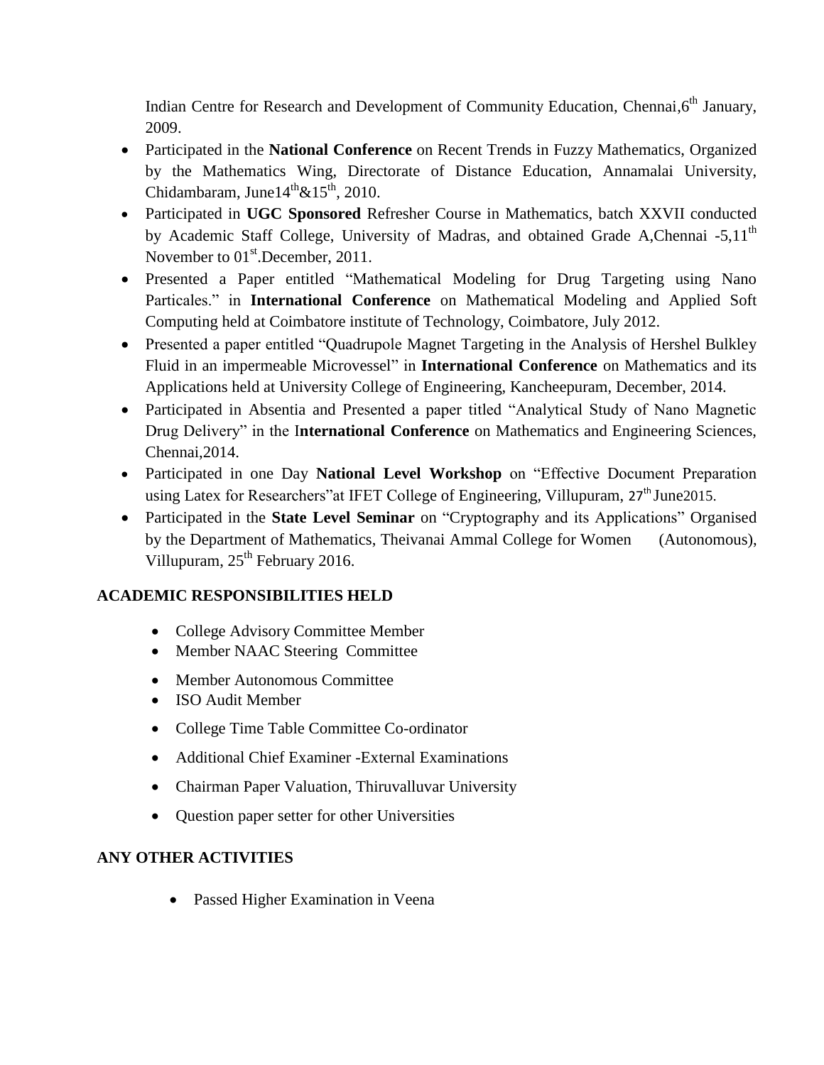Indian Centre for Research and Development of Community Education, Chennai,6$^{th}$ January, 2009.

- Participated in the **National Conference** on Recent Trends in Fuzzy Mathematics, Organized by the Mathematics Wing, Directorate of Distance Education, Annamalai University, Chidambaram, June14$^{th}$&15$^{th}$, 2010.
- Participated in **UGC Sponsored** Refresher Course in Mathematics, batch XXVII conducted by Academic Staff College, University of Madras, and obtained Grade A,Chennai -5,11$^{th}$ November to 01$^{st}$.December, 2011.
- Presented a Paper entitled "Mathematical Modeling for Drug Targeting using Nano Particales." in **International Conference** on Mathematical Modeling and Applied Soft Computing held at Coimbatore institute of Technology, Coimbatore, July 2012.
- Presented a paper entitled "Quadrupole Magnet Targeting in the Analysis of Hershel Bulkley Fluid in an impermeable Microvessel" in **International Conference** on Mathematics and its Applications held at University College of Engineering, Kancheepuram, December, 2014.
- Participated in Absentia and Presented a paper titled "Analytical Study of Nano Magnetic Drug Delivery" in the I**nternational Conference** on Mathematics and Engineering Sciences, Chennai,2014.
- Participated in one Day **National Level Workshop** on "Effective Document Preparation using Latex for Researchers"at IFET College of Engineering, Villupuram, 27$^{th}$ June2015.
- Participated in the **State Level Seminar** on "Cryptography and its Applications" Organised by the Department of Mathematics, Theivanai Ammal College for Women (Autonomous), Villupuram, 25$^{th}$ February 2016.

**ACADEMIC RESPONSIBILITIES HELD**

- College Advisory Committee Member
- Member NAAC Steering Committee
- Member Autonomous Committee
- ISO Audit Member
- College Time Table Committee Co-ordinator
- Additional Chief Examiner -External Examinations
- Chairman Paper Valuation, Thiruvalluvar University
- Question paper setter for other Universities

**ANY OTHER ACTIVITIES**

- Passed Higher Examination in Veena